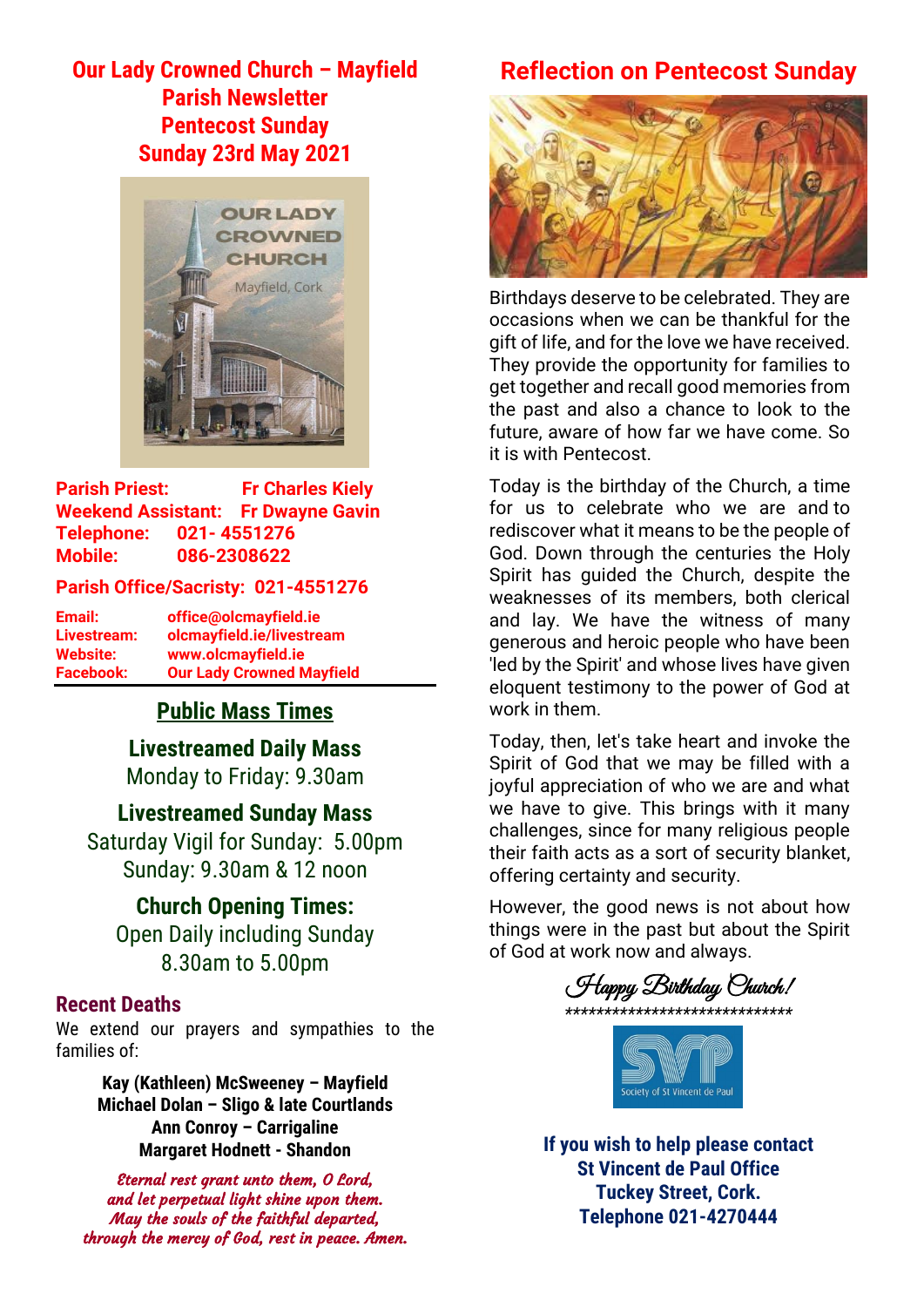# Our Lady Crowned Church – Mayfield
## Parish Newsletter
## Pentecost Sunday
## Sunday 23rd May 2021

**Parish Priest:** Fr Charles Kiely
**Weekend Assistant:** Fr Dwayne Gavin
**Telephone:** 021- 4551276
**Mobile:** 086-2308622

**Parish Office/Sacristy: 021-4551276**

**Email:** office@olcmayfield.ie
**Livestream:** olcmayfield.ie/livestream
**Website:** www.olcmayfield.ie
**Facebook:** Our Lady Crowned Mayfield

## Public Mass Times

**Livestreamed Daily Mass**
Monday to Friday: 9.30am

**Livestreamed Sunday Mass**
Saturday Vigil for Sunday: 5.00pm
Sunday: 9.30am & 12 noon

**Church Opening Times:**
Open Daily including Sunday
8.30am to 5.00pm

## Recent Deaths

We extend our prayers and sympathies to the families of:

**Kay (Kathleen) McSweeney – Mayfield**
**Michael Dolan – Sligo & late Courtlands**
**Ann Conroy – Carrigaline**
**Margaret Hodnett - Shandon**

*Eternal rest grant unto them, O Lord,*
*and let perpetual light shine upon them.*
*May the souls of the faithful departed,*
*through the mercy of God, rest in peace. Amen.*

## Reflection on Pentecost Sunday

Birthdays deserve to be celebrated. They are occasions when we can be thankful for the gift of life, and for the love we have received. They provide the opportunity for families to get together and recall good memories from the past and also a chance to look to the future, aware of how far we have come. So it is with Pentecost.

Today is the birthday of the Church, a time for us to celebrate who we are and to rediscover what it means to be the people of God. Down through the centuries the Holy Spirit has guided the Church, despite the weaknesses of its members, both clerical and lay. We have the witness of many generous and heroic people who have been 'led by the Spirit' and whose lives have given eloquent testimony to the power of God at work in them.

Today, then, let's take heart and invoke the Spirit of God that we may be filled with a joyful appreciation of who we are and what we have to give. This brings with it many challenges, since for many religious people their faith acts as a sort of security blanket, offering certainty and security.

However, the good news is not about how things were in the past but about the Spirit of God at work now and always.

*Happy Birthday Church!*

******************************

**If you wish to help please contact**
**St Vincent de Paul Office**
**Tuckey Street, Cork.**
**Telephone 021-4270444**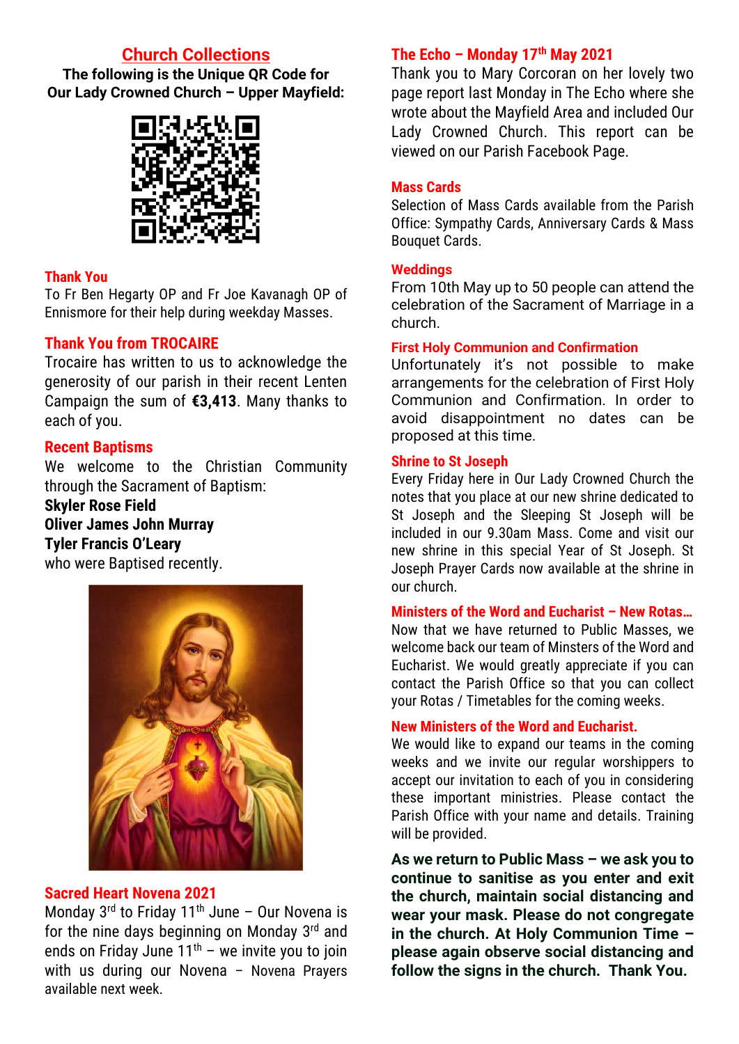## Church Collections

**The following is the Unique QR Code for Our Lady Crowned Church – Upper Mayfield:**

### Thank You

To Fr Ben Hegarty OP and Fr Joe Kavanagh OP of Ennismore for their help during weekday Masses.

### Thank You from TROCAIRE

Trocaire has written to us to acknowledge the generosity of our parish in their recent Lenten Campaign the sum of **€3,413**. Many thanks to each of you.

### Recent Baptisms

We welcome to the Christian Community through the Sacrament of Baptism:

**Skyler Rose Field**
**Oliver James John Murray**
**Tyler Francis O'Leary**

who were Baptised recently.

### Sacred Heart Novena 2021

Monday 3rd to Friday 11th June – Our Novena is for the nine days beginning on Monday 3rd and ends on Friday June 11th – we invite you to join with us during our Novena – Novena Prayers available next week.

### The Echo – Monday 17th May 2021

Thank you to Mary Corcoran on her lovely two page report last Monday in The Echo where she wrote about the Mayfield Area and included Our Lady Crowned Church. This report can be viewed on our Parish Facebook Page.

### Mass Cards

Selection of Mass Cards available from the Parish Office: Sympathy Cards, Anniversary Cards & Mass Bouquet Cards.

### Weddings

From 10th May up to 50 people can attend the celebration of the Sacrament of Marriage in a church.

### First Holy Communion and Confirmation

Unfortunately it's not possible to make arrangements for the celebration of First Holy Communion and Confirmation. In order to avoid disappointment no dates can be proposed at this time.

### Shrine to St Joseph

Every Friday here in Our Lady Crowned Church the notes that you place at our new shrine dedicated to St Joseph and the Sleeping St Joseph will be included in our 9.30am Mass. Come and visit our new shrine in this special Year of St Joseph. St Joseph Prayer Cards now available at the shrine in our church.

### Ministers of the Word and Eucharist – New Rotas…

Now that we have returned to Public Masses, we welcome back our team of Minsters of the Word and Eucharist. We would greatly appreciate if you can contact the Parish Office so that you can collect your Rotas / Timetables for the coming weeks.

### New Ministers of the Word and Eucharist.

We would like to expand our teams in the coming weeks and we invite our regular worshippers to accept our invitation to each of you in considering these important ministries. Please contact the Parish Office with your name and details. Training will be provided.

**As we return to Public Mass – we ask you to continue to sanitise as you enter and exit the church, maintain social distancing and wear your mask. Please do not congregate in the church. At Holy Communion Time – please again observe social distancing and follow the signs in the church. Thank You.**